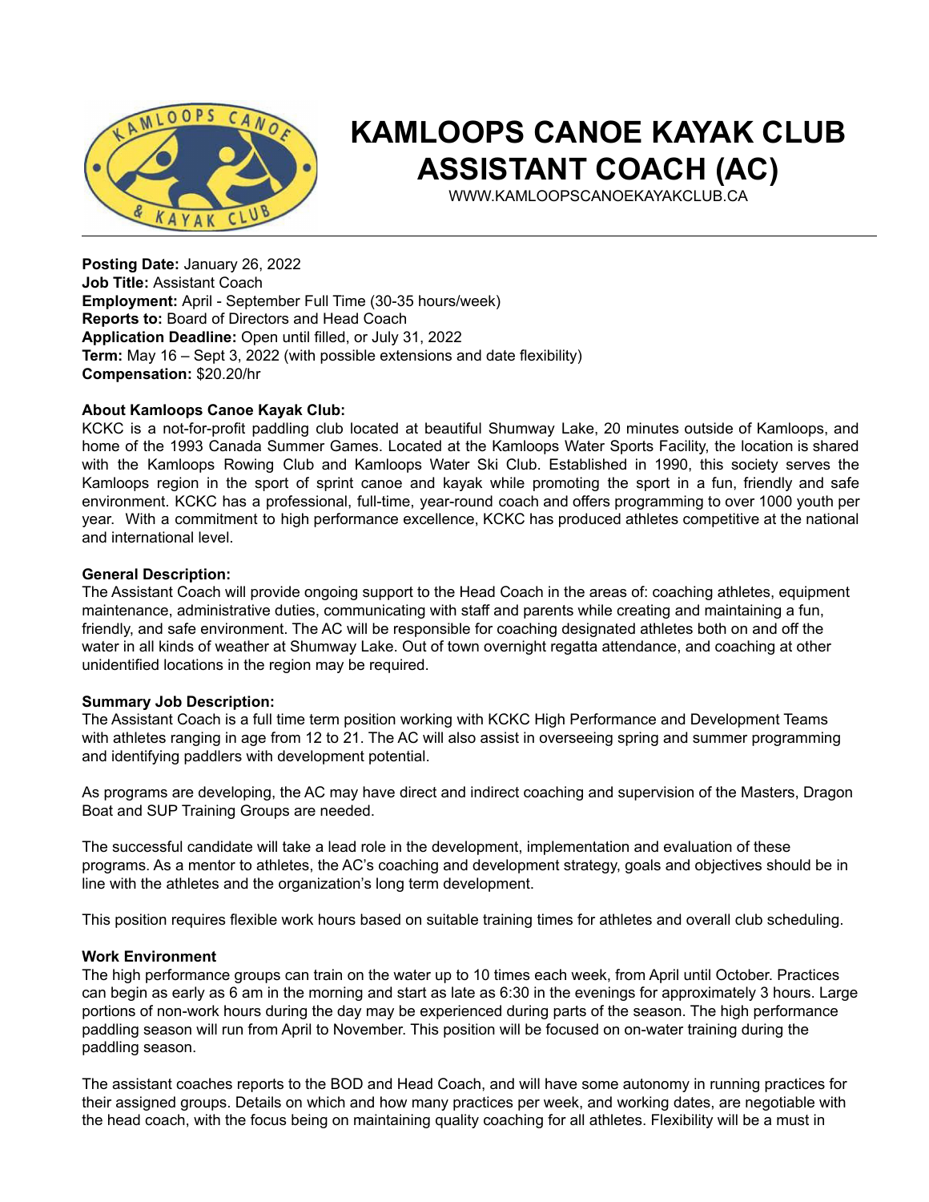# KAMLOOPS CANOE KAYAK CLUB
# ASSISTANT COACH (AC)

WWW.KAMLOOPSCANOEKAYAKCLUB.CA

---

**Posting Date:** January 26, 2022
**Job Title:** Assistant Coach
**Employment:** April - September Full Time (30-35 hours/week)
**Reports to:** Board of Directors and Head Coach
**Application Deadline:** Open until filled, or July 31, 2022
**Term:** May 16 – Sept 3, 2022 (with possible extensions and date flexibility)
**Compensation:** $20.20/hr

**About Kamloops Canoe Kayak Club:**

KCKC is a not-for-profit paddling club located at beautiful Shumway Lake, 20 minutes outside of Kamloops, and home of the 1993 Canada Summer Games. Located at the Kamloops Water Sports Facility, the location is shared with the Kamloops Rowing Club and Kamloops Water Ski Club. Established in 1990, this society serves the Kamloops region in the sport of sprint canoe and kayak while promoting the sport in a fun, friendly and safe environment. KCKC has a professional, full-time, year-round coach and offers programming to over 1000 youth per year. With a commitment to high performance excellence, KCKC has produced athletes competitive at the national and international level.

**General Description:**

The Assistant Coach will provide ongoing support to the Head Coach in the areas of: coaching athletes, equipment maintenance, administrative duties, communicating with staff and parents while creating and maintaining a fun, friendly, and safe environment. The AC will be responsible for coaching designated athletes both on and off the water in all kinds of weather at Shumway Lake. Out of town overnight regatta attendance, and coaching at other unidentified locations in the region may be required.

**Summary Job Description:**

The Assistant Coach is a full time term position working with KCKC High Performance and Development Teams with athletes ranging in age from 12 to 21. The AC will also assist in overseeing spring and summer programming and identifying paddlers with development potential.

As programs are developing, the AC may have direct and indirect coaching and supervision of the Masters, Dragon Boat and SUP Training Groups are needed.

The successful candidate will take a lead role in the development, implementation and evaluation of these programs. As a mentor to athletes, the AC's coaching and development strategy, goals and objectives should be in line with the athletes and the organization's long term development.

This position requires flexible work hours based on suitable training times for athletes and overall club scheduling.

**Work Environment**

The high performance groups can train on the water up to 10 times each week, from April until October. Practices can begin as early as 6 am in the morning and start as late as 6:30 in the evenings for approximately 3 hours. Large portions of non-work hours during the day may be experienced during parts of the season. The high performance paddling season will run from April to November. This position will be focused on on-water training during the paddling season.

The assistant coaches reports to the BOD and Head Coach, and will have some autonomy in running practices for their assigned groups. Details on which and how many practices per week, and working dates, are negotiable with the head coach, with the focus being on maintaining quality coaching for all athletes. Flexibility will be a must in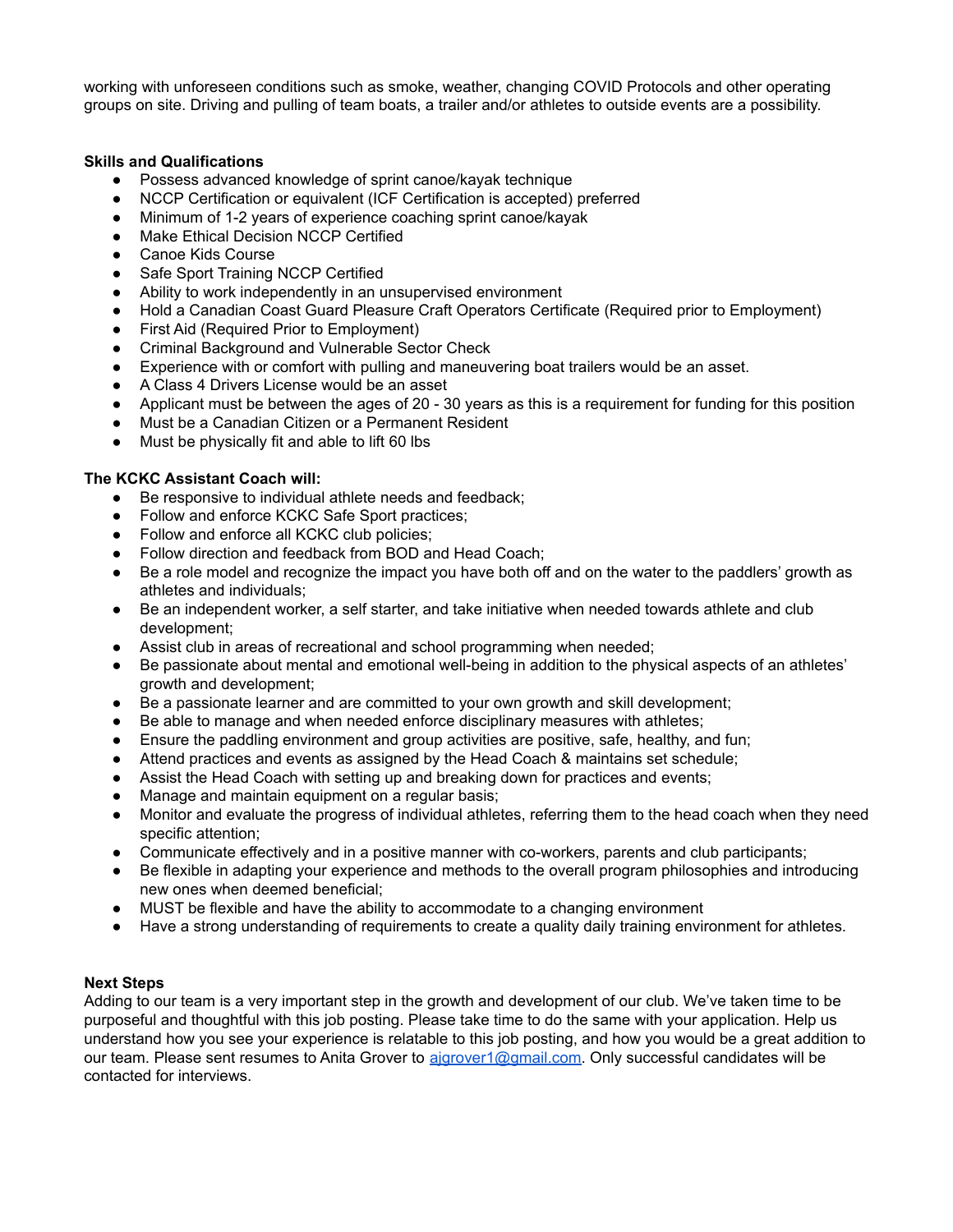working with unforeseen conditions such as smoke, weather, changing COVID Protocols and other operating groups on site. Driving and pulling of team boats, a trailer and/or athletes to outside events are a possibility.

**Skills and Qualifications**

- Possess advanced knowledge of sprint canoe/kayak technique
- NCCP Certification or equivalent (ICF Certification is accepted) preferred
- Minimum of 1-2 years of experience coaching sprint canoe/kayak
- Make Ethical Decision NCCP Certified
- Canoe Kids Course
- Safe Sport Training NCCP Certified
- Ability to work independently in an unsupervised environment
- Hold a Canadian Coast Guard Pleasure Craft Operators Certificate (Required prior to Employment)
- First Aid (Required Prior to Employment)
- Criminal Background and Vulnerable Sector Check
- Experience with or comfort with pulling and maneuvering boat trailers would be an asset.
- A Class 4 Drivers License would be an asset
- Applicant must be between the ages of 20 - 30 years as this is a requirement for funding for this position
- Must be a Canadian Citizen or a Permanent Resident
- Must be physically fit and able to lift 60 lbs

**The KCKC Assistant Coach will:**

- Be responsive to individual athlete needs and feedback;
- Follow and enforce KCKC Safe Sport practices;
- Follow and enforce all KCKC club policies;
- Follow direction and feedback from BOD and Head Coach;
- Be a role model and recognize the impact you have both off and on the water to the paddlers' growth as athletes and individuals;
- Be an independent worker, a self starter, and take initiative when needed towards athlete and club development;
- Assist club in areas of recreational and school programming when needed;
- Be passionate about mental and emotional well-being in addition to the physical aspects of an athletes' growth and development;
- Be a passionate learner and are committed to your own growth and skill development;
- Be able to manage and when needed enforce disciplinary measures with athletes;
- Ensure the paddling environment and group activities are positive, safe, healthy, and fun;
- Attend practices and events as assigned by the Head Coach & maintains set schedule;
- Assist the Head Coach with setting up and breaking down for practices and events;
- Manage and maintain equipment on a regular basis;
- Monitor and evaluate the progress of individual athletes, referring them to the head coach when they need specific attention;
- Communicate effectively and in a positive manner with co-workers, parents and club participants;
- Be flexible in adapting your experience and methods to the overall program philosophies and introducing new ones when deemed beneficial;
- MUST be flexible and have the ability to accommodate to a changing environment
- Have a strong understanding of requirements to create a quality daily training environment for athletes.

**Next Steps**

Adding to our team is a very important step in the growth and development of our club. We've taken time to be purposeful and thoughtful with this job posting. Please take time to do the same with your application. Help us understand how you see your experience is relatable to this job posting, and how you would be a great addition to our team. Please sent resumes to Anita Grover to [ajgrover1@gmail.com](mailto:ajgrover1@gmail.com). Only successful candidates will be contacted for interviews.